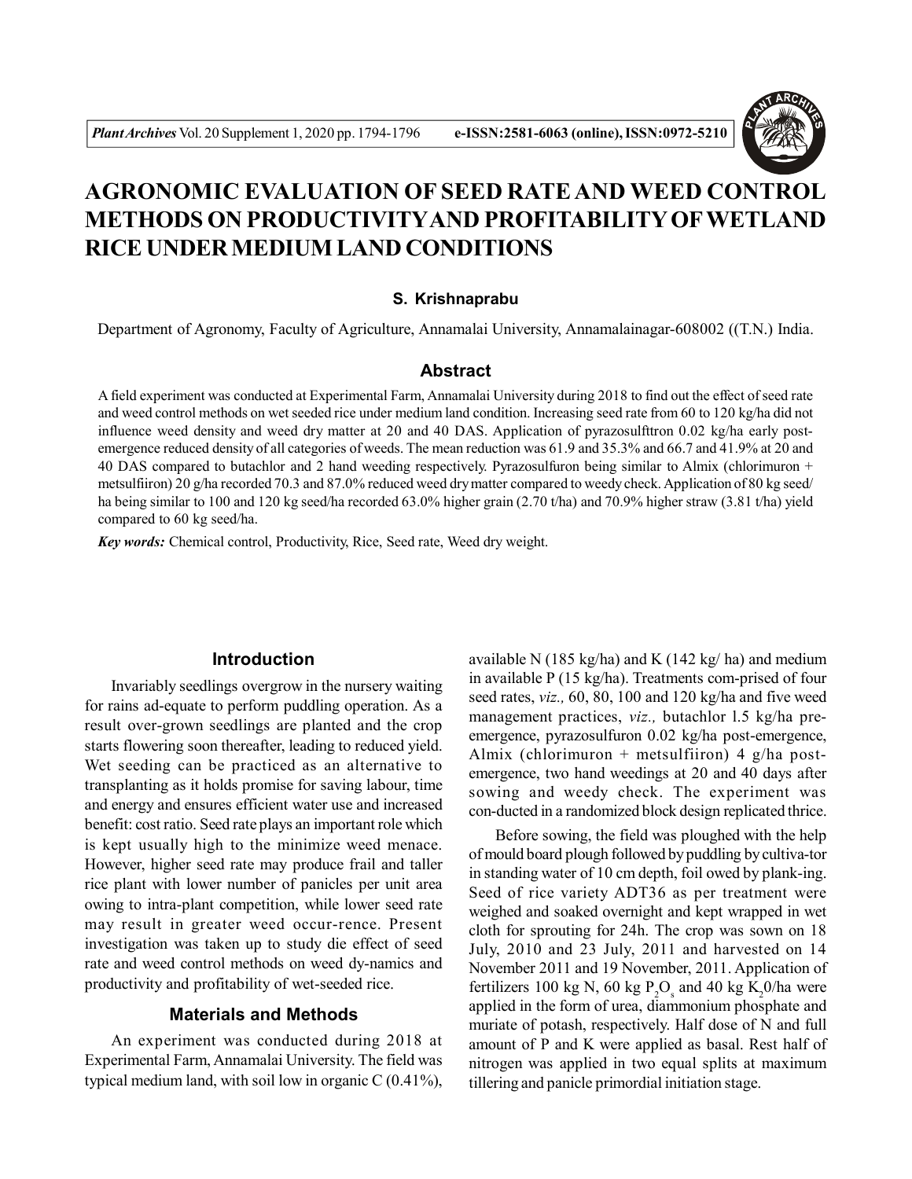# AGRONOMIC EVALUATION OF SEED RATE AND WEED CONTROL METHODS ON PRODUCTIVITY AND PROFITABILITY OF WETLAND RICE UNDER MEDIUM LAND CONDITIONS

**S. Krishnaprabu**

Department of Agronomy, Faculty of Agriculture, Annamalai University, Annamalainagar-608002 ((T.N.) India.

## Abstract

A field experiment was conducted at Experimental Farm, Annamalai University during 2018 to find out the effect of seed rate and weed control methods on wet seeded rice under medium land condition. Increasing seed rate from 60 to 120 kg/ha did not influence weed density and weed dry matter at 20 and 40 DAS. Application of pyrazosulfttron 0.02 kg/ha early post-emergence reduced density of all categories of weeds. The mean reduction was 61.9 and 35.3% and 66.7 and 41.9% at 20 and 40 DAS compared to butachlor and 2 hand weeding respectively. Pyrazosulfuron being similar to Almix (chlorimuron + metsulfiiron) 20 g/ha recorded 70.3 and 87.0% reduced weed dry matter compared to weedy check. Application of 80 kg seed/ha being similar to 100 and 120 kg seed/ha recorded 63.0% higher grain (2.70 t/ha) and 70.9% higher straw (3.81 t/ha) yield compared to 60 kg seed/ha.

***Key words:*** Chemical control, Productivity, Rice, Seed rate, Weed dry weight.

## Introduction

Invariably seedlings overgrow in the nursery waiting for rains ad-equate to perform puddling operation. As a result over-grown seedlings are planted and the crop starts flowering soon thereafter, leading to reduced yield. Wet seeding can be practiced as an alternative to transplanting as it holds promise for saving labour, time and energy and ensures efficient water use and increased benefit: cost ratio. Seed rate plays an important role which is kept usually high to the minimize weed menace. However, higher seed rate may produce frail and taller rice plant with lower number of panicles per unit area owing to intra-plant competition, while lower seed rate may result in greater weed occur-rence. Present investigation was taken up to study die effect of seed rate and weed control methods on weed dy-namics and productivity and profitability of wet-seeded rice.

## Materials and Methods

An experiment was conducted during 2018 at Experimental Farm, Annamalai University. The field was typical medium land, with soil low in organic C (0.41%), available N (185 kg/ha) and K (142 kg/ ha) and medium in available P (15 kg/ha). Treatments com-prised of four seed rates, *viz.,* 60, 80, 100 and 120 kg/ha and five weed management practices, *viz.,* butachlor l.5 kg/ha pre-emergence, pyrazosulfuron 0.02 kg/ha post-emergence, Almix (chlorimuron + metsulfiiron) 4 g/ha post-emergence, two hand weedings at 20 and 40 days after sowing and weedy check. The experiment was con-ducted in a randomized block design replicated thrice.

Before sowing, the field was ploughed with the help of mould board plough followed by puddling by cultiva-tor in standing water of 10 cm depth, foil owed by plank-ing. Seed of rice variety ADT36 as per treatment were weighed and soaked overnight and kept wrapped in wet cloth for sprouting for 24h. The crop was sown on 18 July, 2010 and 23 July, 2011 and harvested on 14 November 2011 and 19 November, 2011. Application of fertilizers 100 kg N, 60 kg $P_2O_s$ and 40 kg $K_20$/ha were applied in the form of urea, diammonium phosphate and muriate of potash, respectively. Half dose of N and full amount of P and K were applied as basal. Rest half of nitrogen was applied in two equal splits at maximum tillering and panicle primordial initiation stage.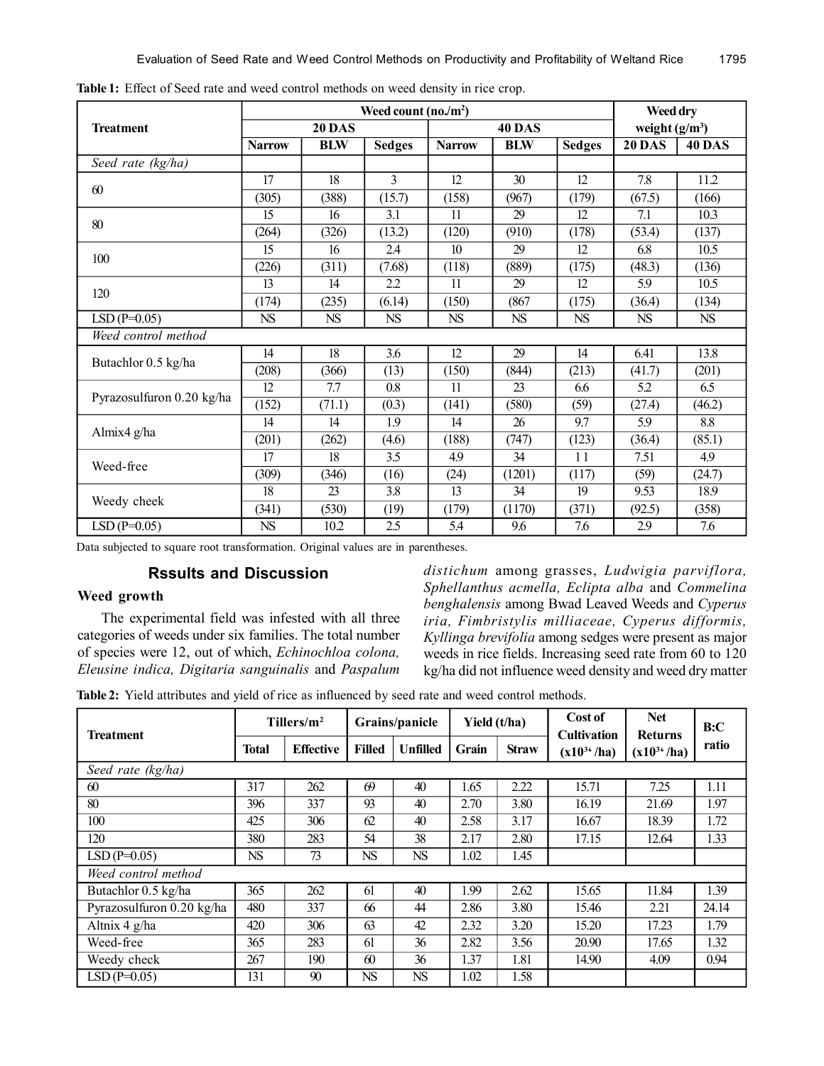**Table 1:** Effect of Seed rate and weed control methods on weed density in rice crop.

| Treatment | Weed count (no./m$^2$) | | | | | | Weed dry weight (g/m$^3$) | |
|---|---|---|---|---|---|---|---|---|
| | 20 DAS | | | 40 DAS | | | | |
| | Narrow | BLW | Sedges | Narrow | BLW | Sedges | 20 DAS | 40 DAS |
| *Seed rate (kg/ha)* | | | | | | | | |
| 60 | 17 | 18 | 3 | 12 | 30 | 12 | 7.8 | 11.2 |
| | (305) | (388) | (15.7) | (158) | (967) | (179) | (67.5) | (166) |
| 80 | 15 | 16 | 3.1 | 11 | 29 | 12 | 7.1 | 10.3 |
| | (264) | (326) | (13.2) | (120) | (910) | (178) | (53.4) | (137) |
| 100 | 15 | 16 | 2.4 | 10 | 29 | 12 | 6.8 | 10.5 |
| | (226) | (311) | (7.68) | (118) | (889) | (175) | (48.3) | (136) |
| 120 | 13 | 14 | 2.2 | 11 | 29 | 12 | 5.9 | 10.5 |
| | (174) | (235) | (6.14) | (150) | (867 | (175) | (36.4) | (134) |
| LSD (P=0.05) | NS | NS | NS | NS | NS | NS | NS | NS |
| *Weed control method* | | | | | | | | |
| Butachlor 0.5 kg/ha | 14 | 18 | 3.6 | 12 | 29 | 14 | 6.41 | 13.8 |
| | (208) | (366) | (13) | (150) | (844) | (213) | (41.7) | (201) |
| Pyrazosulfuron 0.20 kg/ha | 12 | 7.7 | 0.8 | 11 | 23 | 6.6 | 5.2 | 6.5 |
| | (152) | (71.1) | (0.3) | (141) | (580) | (59) | (27.4) | (46.2) |
| Almix4 g/ha | 14 | 14 | 1.9 | 14 | 26 | 9.7 | 5.9 | 8.8 |
| | (201) | (262) | (4.6) | (188) | (747) | (123) | (36.4) | (85.1) |
| Weed-free | 17 | 18 | 3.5 | 4.9 | 34 | 1 1 | 7.51 | 4.9 |
| | (309) | (346) | (16) | (24) | (1201) | (117) | (59) | (24.7) |
| Weedy cheek | 18 | 23 | 3.8 | 13 | 34 | 19 | 9.53 | 18.9 |
| | (341) | (530) | (19) | (179) | (1170) | (371) | (92.5) | (358) |
| LSD (P=0.05) | NS | 10.2 | 2.5 | 5.4 | 9.6 | 7.6 | 2.9 | 7.6 |

Data subjected to square root transformation. Original values are in parentheses.

## Rssults and Discussion

### Weed growth

The experimental field was infested with all three categories of weeds under six families. The total number of species were 12, out of which, *Echinochloa colona, Eleusine indica, Digitaria sanguinalis* and *Paspalum distichum* among grasses, *Ludwigia parviflora, Sphellanthus acmella, Eclipta alba* and *Commelina benghalensis* among Bwad Leaved Weeds and *Cyperus iria, Fimbristylis milliaceae, Cyperus difformis, Kyllinga brevifolia* among sedges were present as major weeds in rice fields. Increasing seed rate from 60 to 120 kg/ha did not influence weed density and weed dry matter

**Table 2:** Yield attributes and yield of rice as influenced by seed rate and weed control methods.

| Treatment | Tillers/m$^2$ | | Grains/panicle | | Yield (t/ha) | | Cost of Cultivation ($x10^{3}$ /ha) | Net Returns ($x10^{3}$ /ha) | B:C ratio |
|---|---|---|---|---|---|---|---|---|---|
| | Total | Effective | Filled | Unfilled | Grain | Straw | | | |
| *Seed rate (kg/ha)* | | | | | | | | | |
| 60 | 317 | 262 | 69 | 40 | 1.65 | 2.22 | 15.71 | 7.25 | 1.11 |
| 80 | 396 | 337 | 93 | 40 | 2.70 | 3.80 | 16.19 | 21.69 | 1.97 |
| 100 | 425 | 306 | 62 | 40 | 2.58 | 3.17 | 16.67 | 18.39 | 1.72 |
| 120 | 380 | 283 | 54 | 38 | 2.17 | 2.80 | 17.15 | 12.64 | 1.33 |
| LSD (P=0.05) | NS | 73 | NS | NS | 1.02 | 1.45 | | | |
| *Weed control method* | | | | | | | | | |
| Butachlor 0.5 kg/ha | 365 | 262 | 61 | 40 | 1.99 | 2.62 | 15.65 | 11.84 | 1.39 |
| Pyrazosulfuron 0.20 kg/ha | 480 | 337 | 66 | 44 | 2.86 | 3.80 | 15.46 | 2.21 | 24.14 |
| Altnix 4 g/ha | 420 | 306 | 63 | 42 | 2.32 | 3.20 | 15.20 | 17.23 | 1.79 |
| Weed-free | 365 | 283 | 61 | 36 | 2.82 | 3.56 | 20.90 | 17.65 | 1.32 |
| Weedy check | 267 | 190 | 60 | 36 | 1.37 | 1.81 | 14.90 | 4.09 | 0.94 |
| LSD (P=0.05) | 131 | 90 | NS | NS | 1.02 | 1.58 | | | |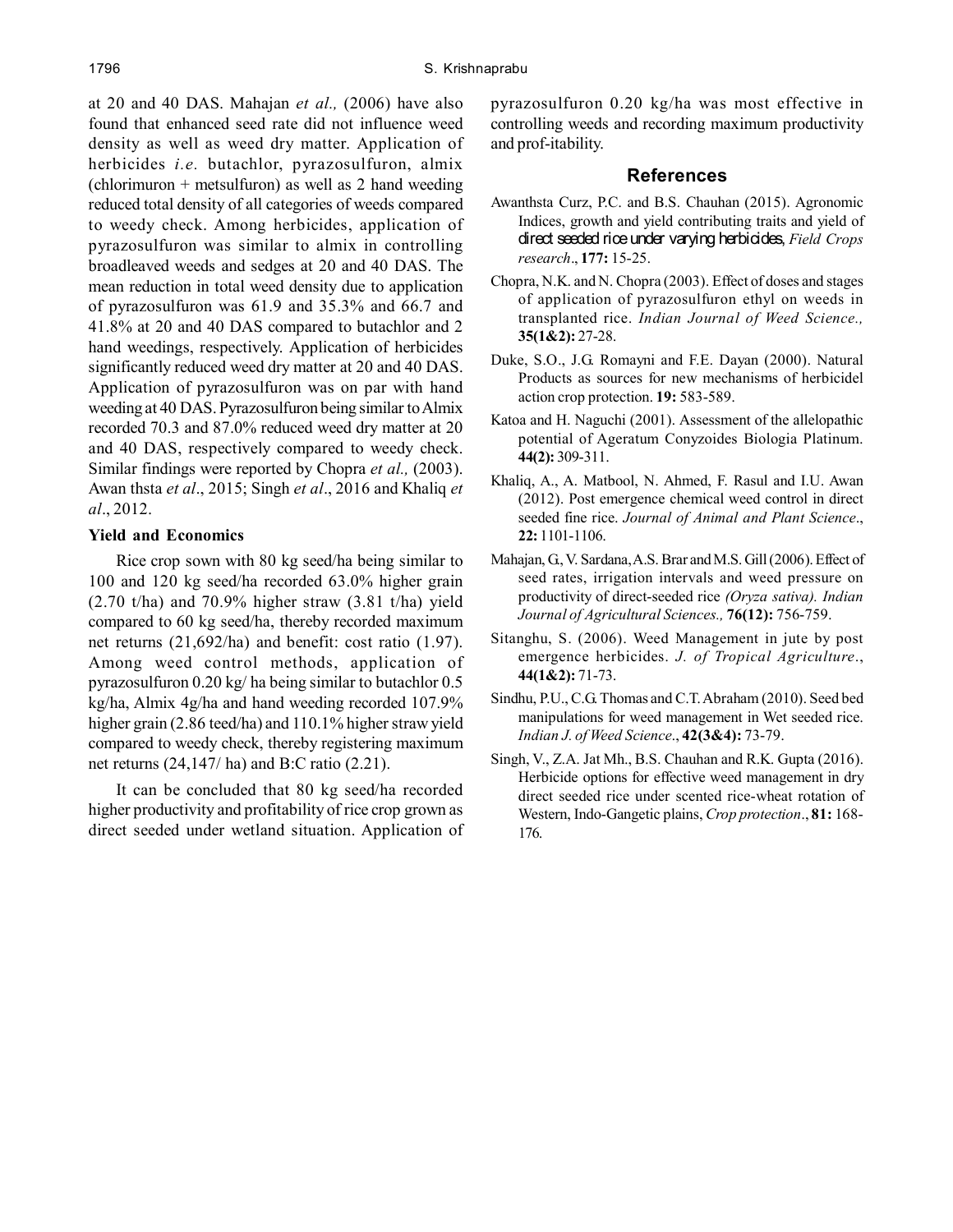at 20 and 40 DAS. Mahajan *et al.,* (2006) have also found that enhanced seed rate did not influence weed density as well as weed dry matter. Application of herbicides *i.e.* butachlor, pyrazosulfuron, almix (chlorimuron + metsulfuron) as well as 2 hand weeding reduced total density of all categories of weeds compared to weedy check. Among herbicides, application of pyrazosulfuron was similar to almix in controlling broadleaved weeds and sedges at 20 and 40 DAS. The mean reduction in total weed density due to application of pyrazosulfuron was 61.9 and 35.3% and 66.7 and 41.8% at 20 and 40 DAS compared to butachlor and 2 hand weedings, respectively. Application of herbicides significantly reduced weed dry matter at 20 and 40 DAS. Application of pyrazosulfuron was on par with hand weeding at 40 DAS. Pyrazosulfuron being similar to Almix recorded 70.3 and 87.0% reduced weed dry matter at 20 and 40 DAS, respectively compared to weedy check. Similar findings were reported by Chopra *et al.,* (2003). Awan thsta *et al*., 2015; Singh *et al*., 2016 and Khaliq *et al*., 2012.

**Yield and Economics**

Rice crop sown with 80 kg seed/ha being similar to 100 and 120 kg seed/ha recorded 63.0% higher grain (2.70 t/ha) and 70.9% higher straw (3.81 t/ha) yield compared to 60 kg seed/ha, thereby recorded maximum net returns (21,692/ha) and benefit: cost ratio (1.97). Among weed control methods, application of pyrazosulfuron 0.20 kg/ ha being similar to butachlor 0.5 kg/ha, Almix 4g/ha and hand weeding recorded 107.9% higher grain (2.86 teed/ha) and 110.1% higher straw yield compared to weedy check, thereby registering maximum net returns (24,147/ ha) and B:C ratio (2.21).

It can be concluded that 80 kg seed/ha recorded higher productivity and profitability of rice crop grown as direct seeded under wetland situation. Application of pyrazosulfuron 0.20 kg/ha was most effective in controlling weeds and recording maximum productivity and prof-itability.

## References

Awanthsta Curz, P.C. and B.S. Chauhan (2015). Agronomic Indices, growth and yield contributing traits and yield of direct seeded rice under varying herbicides, *Field Crops research*., **177:** 15-25.

Chopra, N.K. and N. Chopra (2003). Effect of doses and stages of application of pyrazosulfuron ethyl on weeds in transplanted rice. *Indian Journal of Weed Science.,* **35(1&2):** 27-28.

Duke, S.O., J.G. Romayni and F.E. Dayan (2000). Natural Products as sources for new mechanisms of herbicidel action crop protection. **19:** 583-589.

Katoa and H. Naguchi (2001). Assessment of the allelopathic potential of Ageratum Conyzoides Biologia Platinum. **44(2):** 309-311.

Khaliq, A., A. Matbool, N. Ahmed, F. Rasul and I.U. Awan (2012). Post emergence chemical weed control in direct seeded fine rice. *Journal of Animal and Plant Science*., **22:** 1101-1106.

Mahajan, G., V. Sardana, A.S. Brar and M.S. Gill (2006). Effect of seed rates, irrigation intervals and weed pressure on productivity of direct-seeded rice *(Oryza sativa). Indian Journal of Agricultural Sciences.,* **76(12):** 756-759.

Sitanghu, S. (2006). Weed Management in jute by post emergence herbicides. *J. of Tropical Agriculture*., **44(1&2):** 71-73.

Sindhu, P.U., C.G. Thomas and C.T. Abraham (2010). Seed bed manipulations for weed management in Wet seeded rice. *Indian J. of Weed Science*., **42(3&4):** 73-79.

Singh, V., Z.A. Jat Mh., B.S. Chauhan and R.K. Gupta (2016). Herbicide options for effective weed management in dry direct seeded rice under scented rice-wheat rotation of Western, Indo-Gangetic plains, *Crop protection*., **81:** 168-176.